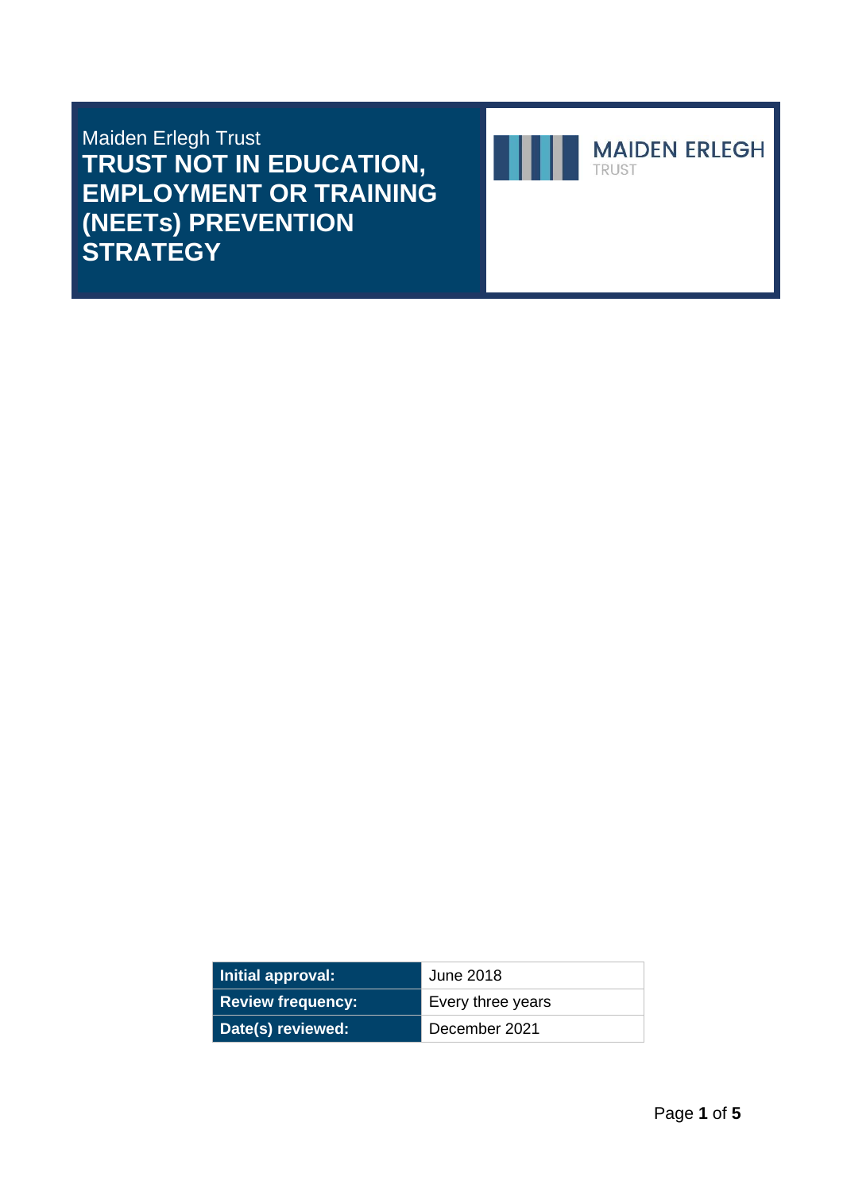Maiden Erlegh Trust

# TRUST NOT IN EDUCATION, EMPLOYMENT OR TRAINING (NEETs) PREVENTION STRATEGY

MAIDEN ERLEGH
TRUST

| Initial approval: | June 2018 |
|---|---|
| Review frequency: | Every three years |
| Date(s) reviewed: | December 2021 |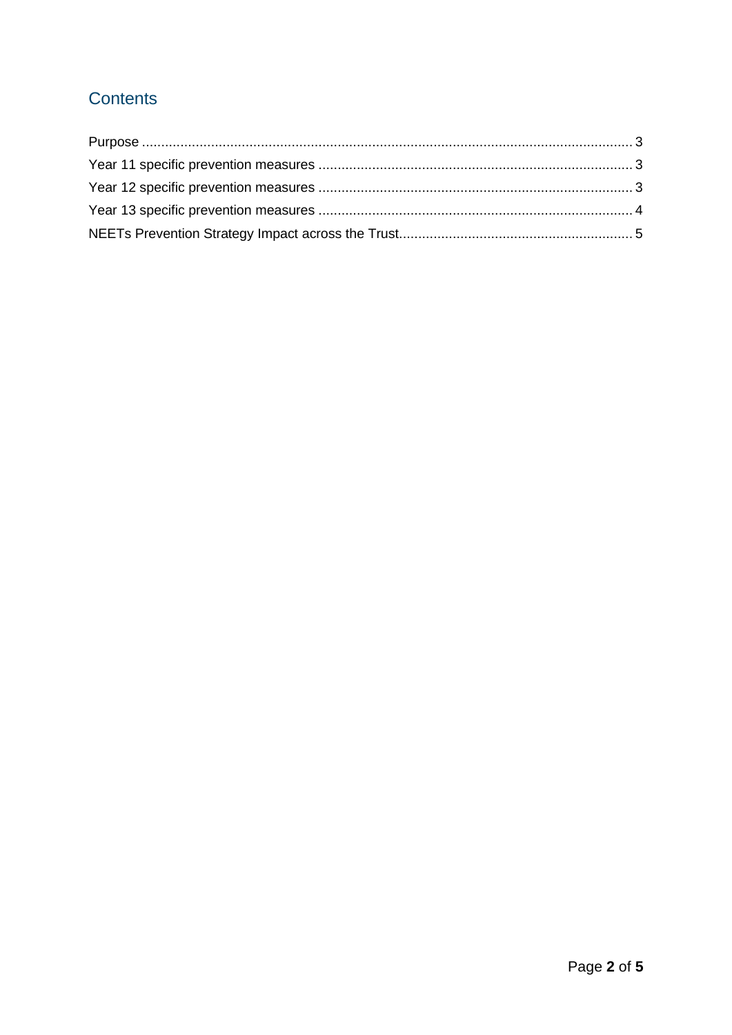## Contents

Purpose ........................................................................................................................ 3
Year 11 specific prevention measures ................................................................................. 3
Year 12 specific prevention measures ................................................................................. 3
Year 13 specific prevention measures ................................................................................. 4
NEETs Prevention Strategy Impact across the Trust............................................................ 5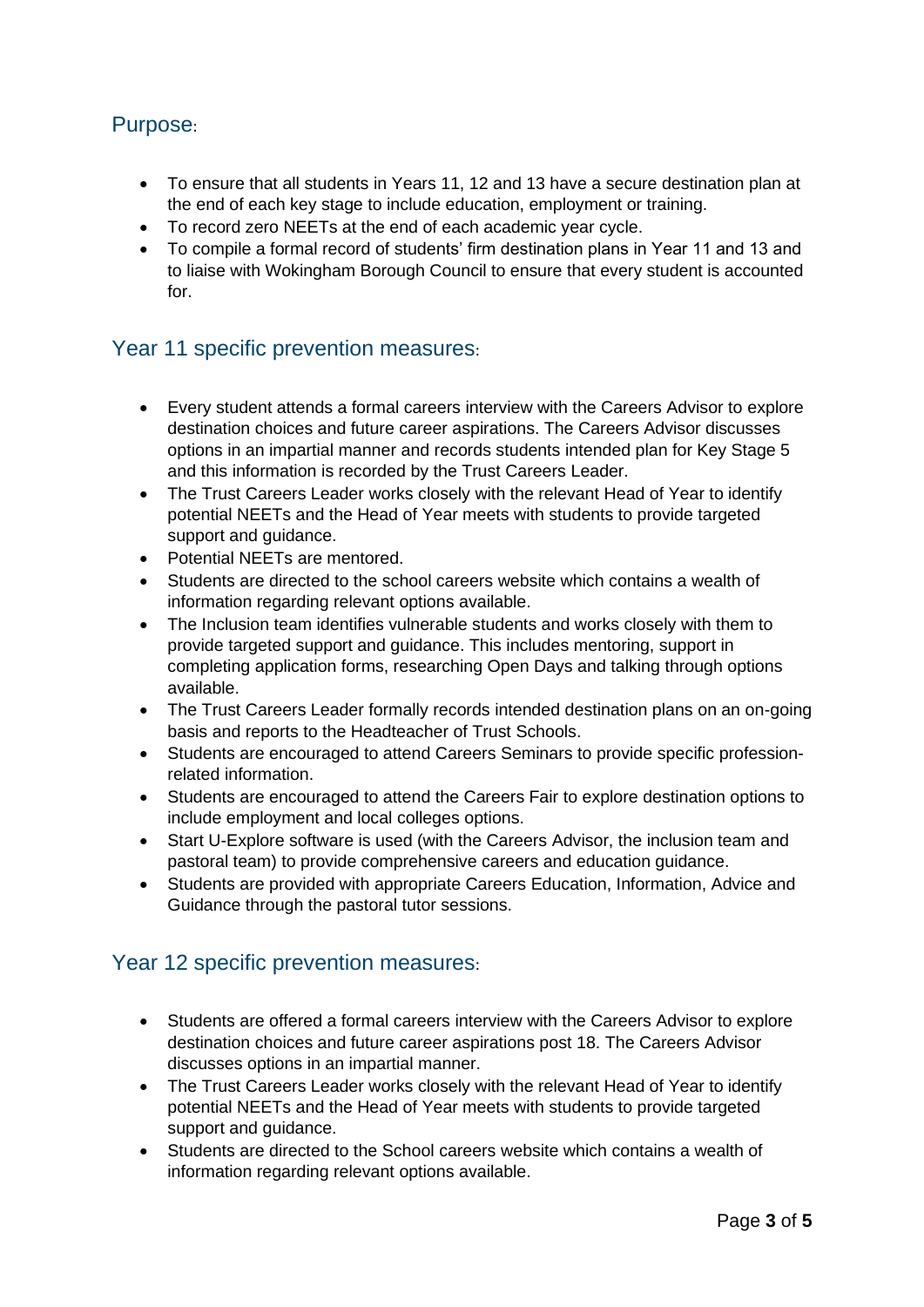## Purpose:

- To ensure that all students in Years 11, 12 and 13 have a secure destination plan at the end of each key stage to include education, employment or training.
- To record zero NEETs at the end of each academic year cycle.
- To compile a formal record of students' firm destination plans in Year 11 and 13 and to liaise with Wokingham Borough Council to ensure that every student is accounted for.

## Year 11 specific prevention measures:

- Every student attends a formal careers interview with the Careers Advisor to explore destination choices and future career aspirations. The Careers Advisor discusses options in an impartial manner and records students intended plan for Key Stage 5 and this information is recorded by the Trust Careers Leader.
- The Trust Careers Leader works closely with the relevant Head of Year to identify potential NEETs and the Head of Year meets with students to provide targeted support and guidance.
- Potential NEETs are mentored.
- Students are directed to the school careers website which contains a wealth of information regarding relevant options available.
- The Inclusion team identifies vulnerable students and works closely with them to provide targeted support and guidance. This includes mentoring, support in completing application forms, researching Open Days and talking through options available.
- The Trust Careers Leader formally records intended destination plans on an on-going basis and reports to the Headteacher of Trust Schools.
- Students are encouraged to attend Careers Seminars to provide specific profession-related information.
- Students are encouraged to attend the Careers Fair to explore destination options to include employment and local colleges options.
- Start U-Explore software is used (with the Careers Advisor, the inclusion team and pastoral team) to provide comprehensive careers and education guidance.
- Students are provided with appropriate Careers Education, Information, Advice and Guidance through the pastoral tutor sessions.

## Year 12 specific prevention measures:

- Students are offered a formal careers interview with the Careers Advisor to explore destination choices and future career aspirations post 18. The Careers Advisor discusses options in an impartial manner.
- The Trust Careers Leader works closely with the relevant Head of Year to identify potential NEETs and the Head of Year meets with students to provide targeted support and guidance.
- Students are directed to the School careers website which contains a wealth of information regarding relevant options available.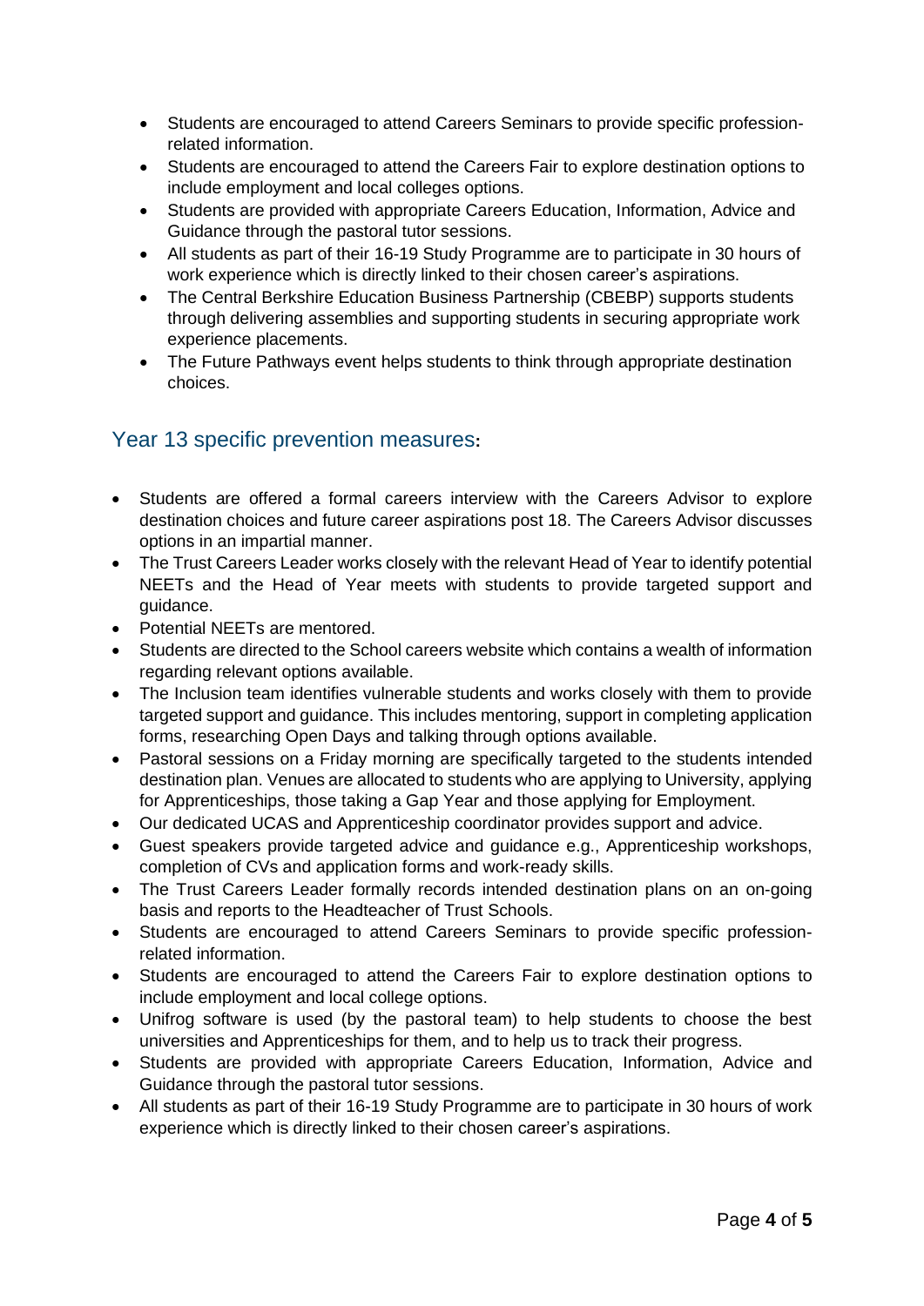- Students are encouraged to attend Careers Seminars to provide specific profession-related information.
- Students are encouraged to attend the Careers Fair to explore destination options to include employment and local colleges options.
- Students are provided with appropriate Careers Education, Information, Advice and Guidance through the pastoral tutor sessions.
- All students as part of their 16-19 Study Programme are to participate in 30 hours of work experience which is directly linked to their chosen career's aspirations.
- The Central Berkshire Education Business Partnership (CBEBP) supports students through delivering assemblies and supporting students in securing appropriate work experience placements.
- The Future Pathways event helps students to think through appropriate destination choices.

## Year 13 specific prevention measures:

- Students are offered a formal careers interview with the Careers Advisor to explore destination choices and future career aspirations post 18. The Careers Advisor discusses options in an impartial manner.
- The Trust Careers Leader works closely with the relevant Head of Year to identify potential NEETs and the Head of Year meets with students to provide targeted support and guidance.
- Potential NEETs are mentored.
- Students are directed to the School careers website which contains a wealth of information regarding relevant options available.
- The Inclusion team identifies vulnerable students and works closely with them to provide targeted support and guidance. This includes mentoring, support in completing application forms, researching Open Days and talking through options available.
- Pastoral sessions on a Friday morning are specifically targeted to the students intended destination plan. Venues are allocated to students who are applying to University, applying for Apprenticeships, those taking a Gap Year and those applying for Employment.
- Our dedicated UCAS and Apprenticeship coordinator provides support and advice.
- Guest speakers provide targeted advice and guidance e.g., Apprenticeship workshops, completion of CVs and application forms and work-ready skills.
- The Trust Careers Leader formally records intended destination plans on an on-going basis and reports to the Headteacher of Trust Schools.
- Students are encouraged to attend Careers Seminars to provide specific profession-related information.
- Students are encouraged to attend the Careers Fair to explore destination options to include employment and local college options.
- Unifrog software is used (by the pastoral team) to help students to choose the best universities and Apprenticeships for them, and to help us to track their progress.
- Students are provided with appropriate Careers Education, Information, Advice and Guidance through the pastoral tutor sessions.
- All students as part of their 16-19 Study Programme are to participate in 30 hours of work experience which is directly linked to their chosen career's aspirations.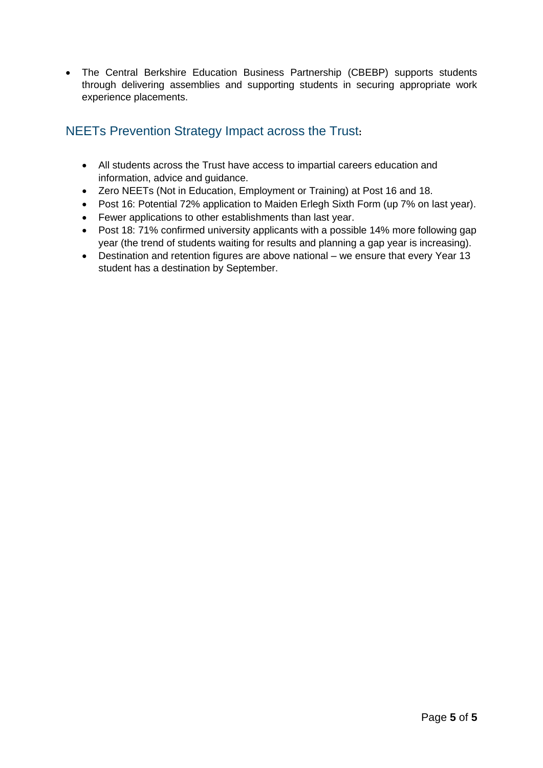- The Central Berkshire Education Business Partnership (CBEBP) supports students through delivering assemblies and supporting students in securing appropriate work experience placements.

## NEETs Prevention Strategy Impact across the Trust:

- All students across the Trust have access to impartial careers education and information, advice and guidance.
- Zero NEETs (Not in Education, Employment or Training) at Post 16 and 18.
- Post 16: Potential 72% application to Maiden Erlegh Sixth Form (up 7% on last year).
- Fewer applications to other establishments than last year.
- Post 18: 71% confirmed university applicants with a possible 14% more following gap year (the trend of students waiting for results and planning a gap year is increasing).
- Destination and retention figures are above national – we ensure that every Year 13 student has a destination by September.